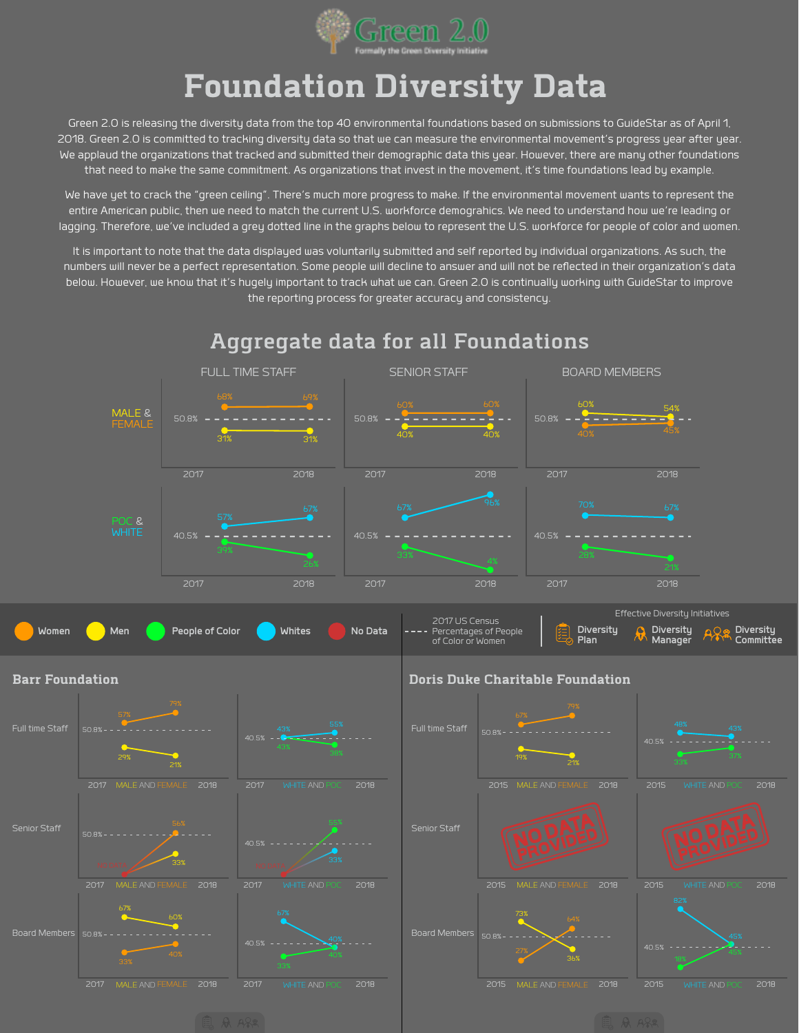# Green 2.0

Formally the Green Diversity Initiative

# Foundation Diversity Data

Green 2.0 is releasing the diversity data from the top 40 environmental foundations based on submissions to GuideStar as of April 1, 2018. Green 2.0 is committed to tracking diversity data so that we can measure the environmental movement's progress year after year. We applaud the organizations that tracked and submitted their demographic data this year. However, there are many other foundations that need to make the same commitment. As organizations that invest in the movement, it's time foundations lead by example.

We have yet to crack the "green ceiling". There's much more progress to make. If the environmental movement wants to represent the entire American public, then we need to match the current U.S. workforce demograhics. We need to understand how we're leading or lagging. Therefore, we've included a grey dotted line in the graphs below to represent the U.S. workforce for people of color and women.

It is important to note that the data displayed was voluntarily submitted and self reported by individual organizations. As such, the numbers will never be a perfect representation. Some people will decline to answer and will not be reflected in their organization's data below. However, we know that it's hugely important to track what we can. Green 2.0 is continually working with GuideStar to improve the reporting process for greater accuracy and consistency.

## Aggregate data for all Foundations

**MALE & FEMALE** (50.8% census line)

| | Full Time Staff 2017 | Full Time Staff 2018 | Senior Staff 2017 | Senior Staff 2018 | Board Members 2017 | Board Members 2018 |
|---|---|---|---|---|---|---|
| Female | 68% | 69% | 60% | 60% | 40% | 45% |
| Male | 31% | 31% | 40% | 40% | 60% | 54% |

**POC & WHITE** (40.5% census line)

| | Full Time Staff 2017 | Full Time Staff 2018 | Senior Staff 2017 | Senior Staff 2018 | Board Members 2017 | Board Members 2018 |
|---|---|---|---|---|---|---|
| White | 57% | 67% | 67% | 96% | 70% | 67% |
| POC | 39% | 26% | 33% | 4% | 28% | 21% |

Legend: Women · Men · People of Color · Whites · No Data · 2017 US Census Percentages of People of Color or Women (dashed line)

Effective Diversity Initiatives: Diversity Plan · Diversity Manager · Diversity Committee

## Barr Foundation

| | Women 2017 | Women 2018 | Men 2017 | Men 2018 | Whites 2017 | Whites 2018 | POC 2017 | POC 2018 |
|---|---|---|---|---|---|---|---|---|
| Full time Staff | 57% | 79% | 29% | 21% | 43% | 55% | 43% | 38% |
| Senior Staff | No Data | 56% | No Data | 33% | No Data | 33% | No Data | 55% |
| Board Members | 33% | 40% | 67% | 60% | 67% | 40% | 33% | 40% |

Census lines: 50.8% (Male and Female), 40.5% (White and POC)

## Doris Duke Charitable Foundation

| | Women 2015 | Women 2018 | Men 2015 | Men 2018 | Whites 2015 | Whites 2018 | POC 2015 | POC 2018 |
|---|---|---|---|---|---|---|---|---|
| Full time Staff | 67% | 79% | 19% | 21% | 48% | 43% | 33% | 37% |
| Senior Staff | NO DATA PROVIDED | | | | NO DATA PROVIDED | | | |
| Board Members | 27% | 64% | 73% | 36% | 82% | 45% | 18% | 45% |

Census lines: 50.8% (Male and Female), 40.5% (White and POC)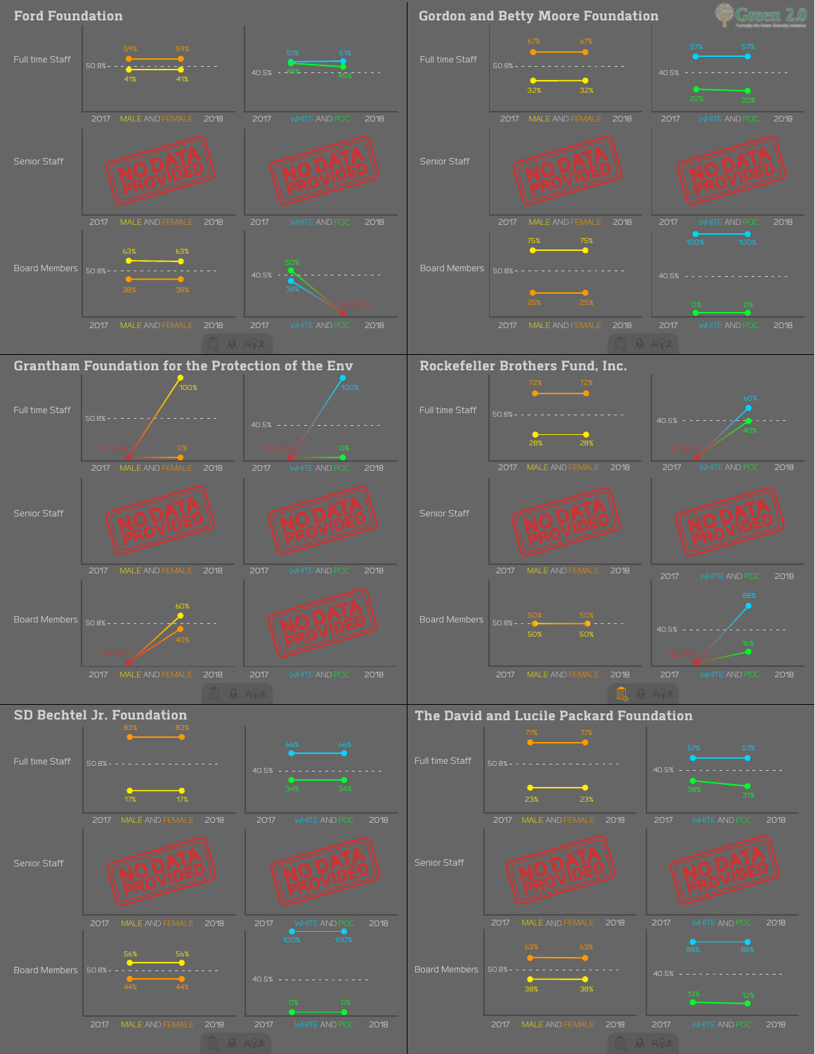## Ford Foundation

**Full time Staff**

| | 2017 | 2018 |
|---|---|---|
| Male | 59% | 59% |
| Female | 41% | 41% |
| White | 51% | 51% |
| POC | 49% | 49% |

**Senior Staff**

NO DATA PROVIDED

**Board Members**

| | 2017 | 2018 |
|---|---|---|
| Male | 38% | 38% |
| Female | 63% | 63% |
| White | 38% | NO DATA |
| POC | 50% | NO DATA |

## Gordon and Betty Moore Foundation

**Full time Staff**

| | 2017 | 2018 |
|---|---|---|
| Male | 67% | 67% |
| Female | 32% | 32% |
| White | 57% | 57% |
| POC | 22% | 20% |

**Senior Staff**

NO DATA PROVIDED

**Board Members**

| | 2017 | 2018 |
|---|---|---|
| Male | 25% | 25% |
| Female | 75% | 75% |
| White | 100% | 100% |
| POC | 0% | 0% |

## Grantham Foundation for the Protection of the Env

**Full time Staff**

| | 2017 | 2018 |
|---|---|---|
| Male | NO DATA | 0% |
| Female | NO DATA | 100% |
| White | NO DATA | 100% |
| POC | NO DATA | 0% |

**Senior Staff**

NO DATA PROVIDED

**Board Members**

| | 2017 | 2018 |
|---|---|---|
| Male | NO DATA | 40% |
| Female | NO DATA | 60% |

Board Members (White and POC): NO DATA PROVIDED

## Rockefeller Brothers Fund, Inc.

**Full time Staff**

| | 2017 | 2018 |
|---|---|---|
| Male | 72% | 72% |
| Female | 28% | 28% |
| White | NO DATA | 60% |
| POC | NO DATA | 40% |

**Senior Staff**

NO DATA PROVIDED

**Board Members**

| | 2017 | 2018 |
|---|---|---|
| Male | 50% | 50% |
| Female | 50% | 50% |
| White | NO DATA | 88% |
| POC | NO DATA | 16% |

## SD Bechtel Jr. Foundation

**Full time Staff**

| | 2017 | 2018 |
|---|---|---|
| Male | 83% | 83% |
| Female | 17% | 17% |
| White | 66% | 66% |
| POC | 34% | 34% |

**Senior Staff**

NO DATA PROVIDED

**Board Members**

| | 2017 | 2018 |
|---|---|---|
| Male | 44% | 44% |
| Female | 56% | 56% |
| White | 100% | 100% |
| POC | 0% | 0% |

## The David and Lucile Packard Foundation

**Full time Staff**

| | 2017 | 2018 |
|---|---|---|
| Male | 77% | 77% |
| Female | 23% | 23% |
| White | 57% | 57% |
| POC | 38% | 31% |

**Senior Staff**

NO DATA PROVIDED

**Board Members**

| | 2017 | 2018 |
|---|---|---|
| Male | 63% | 63% |
| Female | 38% | 38% |
| White | 88% | 88% |
| POC | 13% | 12% |

Reference lines: 50.8% (Male and Female), 40.5% (White and POC)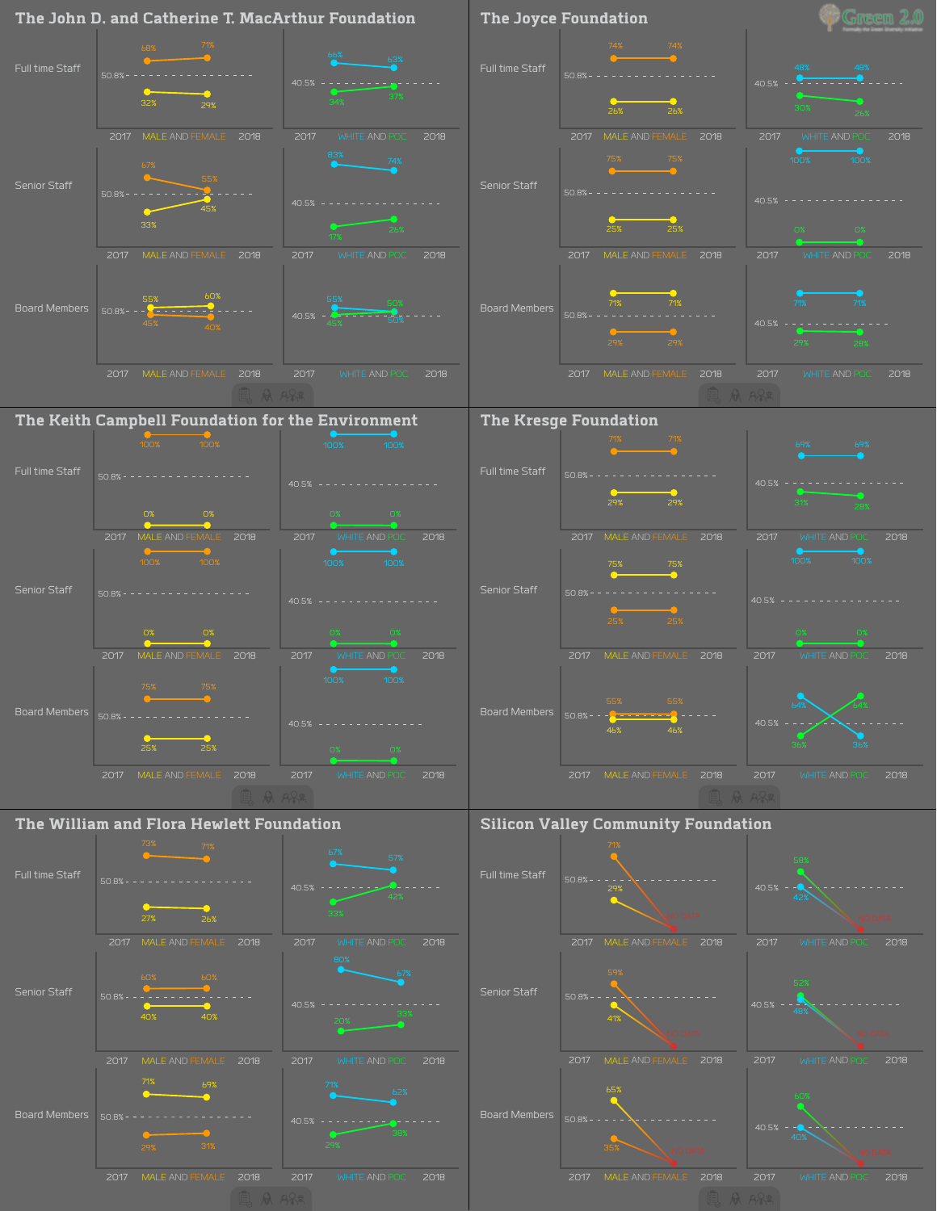## The John D. and Catherine T. MacArthur Foundation

Full time Staff

68% 71% 50.8% 32% 29%

2017 MALE AND FEMALE 2018

66% 63% 40.5% 34% 37%

2017 WHITE AND POC 2018

Senior Staff

67% 55% 50.8% 45% 33%

2017 MALE AND FEMALE 2018

83% 74% 40.5% 26% 17%

2017 WHITE AND POC 2018

Board Members

55% 60% 50.8% 45% 40%

2017 MALE AND FEMALE 2018

55% 50% 40.5% 45% 50%

2017 WHITE AND POC 2018

## The Joyce Foundation

Full time Staff

74% 74% 50.8% 26% 26%

2017 MALE AND FEMALE 2018

48% 48% 40.5% 30% 26%

2017 WHITE AND POC 2018

Senior Staff

75% 75% 50.8% 25% 25%

2017 MALE AND FEMALE 2018

100% 100% 40.5% 0% 0%

2017 WHITE AND POC 2018

Board Members

71% 71% 50.8% 29% 29%

2017 MALE AND FEMALE 2018

71% 71% 40.5% 29% 28%

2017 WHITE AND POC 2018

## The Keith Campbell Foundation for the Environment

Full time Staff

100% 100% 50.8% 0% 0%

2017 MALE AND FEMALE 2018

100% 100% 40.5% 0% 0%

2017 WHITE AND POC 2018

Senior Staff

100% 100% 50.8% 0% 0%

2017 MALE AND FEMALE 2018

100% 100% 40.5% 0% 0%

2017 WHITE AND POC 2018

Board Members

75% 75% 50.8% 25% 25%

2017 MALE AND FEMALE 2018

100% 100% 40.5% 0% 0%

2017 WHITE AND POC 2018

## The Kresge Foundation

Full time Staff

71% 71% 50.8% 29% 29%

2017 MALE AND FEMALE 2018

69% 69% 40.5% 31% 28%

2017 WHITE AND POC 2018

Senior Staff

75% 75% 50.8% 25% 25%

2017 MALE AND FEMALE 2018

100% 100% 40.5% 0% 0%

2017 WHITE AND POC 2018

Board Members

55% 55% 50.8% 46% 46%

2017 MALE AND FEMALE 2018

64% 64% 40.5% 36% 36%

2017 WHITE AND POC 2018

## The William and Flora Hewlett Foundation

Full time Staff

73% 71% 50.8% 27% 26%

2017 MALE AND FEMALE 2018

67% 57% 40.5% 42% 33%

2017 WHITE AND POC 2018

Senior Staff

60% 60% 50.8% 40% 40%

2017 MALE AND FEMALE 2018

80% 67% 40.5% 33% 20%

2017 WHITE AND POC 2018

Board Members

71% 69% 50.8% 29% 31%

2017 MALE AND FEMALE 2018

71% 62% 40.5% 38% 29%

2017 WHITE AND POC 2018

## Silicon Valley Community Foundation

Full time Staff

71% 50.8% 29%

2017 MALE AND FEMALE 2018

58% 40.5% 42%

2017 WHITE AND POC 2018

Senior Staff

59% 50.8% 41%

2017 MALE AND FEMALE 2018

52% 40.5% 48%

2017 WHITE AND POC 2018

Board Members

65% 50.8% 35%

2017 MALE AND FEMALE 2018

60% 40.5% 40%

2017 WHITE AND POC 2018